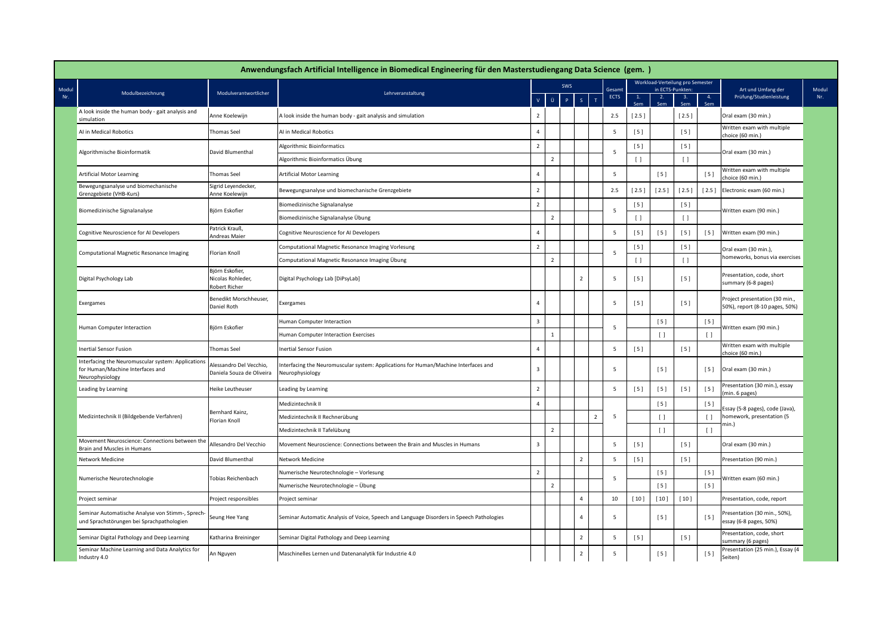# Anwendungsfach Artificial Intelligence in Biomedical Engineering für den Masterstudiengang Data Science (gem. )

| Modul Nr. | Modulbezeichnung | Modulverantwortlicher | Lehrveranstaltung | SWS | | | | | Gesamt ECTS | Workload-Verteilung pro Semester in ECTS-Punkten: | | | | Art und Umfang der Prüfung/Studienleistung | Modul Nr. |
|---|---|---|---|---|---|---|---|---|---|---|---|---|---|---|---|
| | | | | V | Ü | P | S | T | | 1. Sem | 2. Sem | 3. Sem | 4. Sem | | |
| | A look inside the human body - gait analysis and simulation | Anne Koelewijn | A look inside the human body - gait analysis and simulation | 2 | | | | | 2.5 | [ 2.5 ] | | [ 2.5 ] | | Oral exam (30 min.) | |
| | AI in Medical Robotics | Thomas Seel | AI in Medical Robotics | 4 | | | | | 5 | [ 5 ] | | [ 5 ] | | Written exam with multiple choice (60 min.) | |
| | Algorithmische Bioinformatik | David Blumenthal | Algorithmic Bioinformatics | 2 | | | | | 5 | [ 5 ] | | [ 5 ] | | Oral exam (30 min.) | |
| | | | Algorithmic Bioinformatics Übung | | 2 | | | | | [ ] | | [ ] | | | |
| | Artificial Motor Learning | Thomas Seel | Artificial Motor Learning | 4 | | | | | 5 | | [ 5 ] | | [ 5 ] | Written exam with multiple choice (60 min.) | |
| | Bewegungsanalyse und biomechanische Grenzgebiete (VHB-Kurs) | Sigrid Leyendecker, Anne Koelewijn | Bewegungsanalyse und biomechanische Grenzgebiete | 2 | | | | | 2.5 | [ 2.5 ] | [ 2.5 ] | [ 2.5 ] | [ 2.5 ] | Electronic exam (60 min.) | |
| | Biomedizinische Signalanalyse | Björn Eskofier | Biomedizinische Signalanalyse | 2 | | | | | 5 | [ 5 ] | | [ 5 ] | | Written exam (90 min.) | |
| | | | Biomedizinische Signalanalyse Übung | | 2 | | | | | [ ] | | [ ] | | | |
| | Cognitive Neuroscience for AI Developers | Patrick Krauß, Andreas Maier | Cognitive Neuroscience for AI Developers | 4 | | | | | 5 | [ 5 ] | [ 5 ] | [ 5 ] | [ 5 ] | Written exam (90 min.) | |
| | Computational Magnetic Resonance Imaging | Florian Knoll | Computational Magnetic Resonance Imaging Vorlesung | 2 | | | | | 5 | [ 5 ] | | [ 5 ] | | Oral exam (30 min.), homeworks, bonus via exercises | |
| | | | Computational Magnetic Resonance Imaging Übung | | 2 | | | | | [ ] | | [ ] | | | |
| | Digital Psychology Lab | Björn Eskofier, Nicolas Rohleder, Robert Richer | Digital Psychology Lab [DiPsyLab] | | | | 2 | | 5 | [ 5 ] | | [ 5 ] | | Presentation, code, short summary (6-8 pages) | |
| | Exergames | Benedikt Morschheuser, Daniel Roth | Exergames | 4 | | | | | 5 | [ 5 ] | | [ 5 ] | | Project presentation (30 min., 50%), report (8-10 pages, 50%) | |
| | Human Computer Interaction | Björn Eskofier | Human Computer Interaction | 3 | | | | | 5 | | [ 5 ] | | [ 5 ] | Written exam (90 min.) | |
| | | | Human Computer Interaction Exercises | | 1 | | | | | | [ ] | | [ ] | | |
| | Inertial Sensor Fusion | Thomas Seel | Inertial Sensor Fusion | 4 | | | | | 5 | [ 5 ] | | [ 5 ] | | Written exam with multiple choice (60 min.) | |
| | Interfacing the Neuromuscular system: Applications for Human/Machine Interfaces and Neurophysiology | Alessandro Del Vecchio, Daniela Souza de Oliveira | Interfacing the Neuromuscular system: Applications for Human/Machine Interfaces and Neurophysiology | 3 | | | | | 5 | | [ 5 ] | | [ 5 ] | Oral exam (30 min.) | |
| | Leading by Learning | Heike Leutheuser | Leading by Learning | 2 | | | | | 5 | [ 5 ] | [ 5 ] | [ 5 ] | [ 5 ] | Presentation (30 min.), essay (min. 6 pages) | |
| | Medizintechnik II (Bildgebende Verfahren) | Bernhard Kainz, Florian Knoll | Medizintechnik II | 4 | | | | | 5 | | [ 5 ] | | [ 5 ] | Essay (5-8 pages), code (Java), homework, presentation (5 min.) | |
| | | | Medizintechnik II Rechnerübung | | | | | 2 | | | [ ] | | [ ] | | |
| | | | Medizintechnik II Tafelübung | | 2 | | | | | | [ ] | | [ ] | | |
| | Movement Neuroscience: Connections between the Brain and Muscles in Humans | Allessandro Del Vecchio | Movement Neuroscience: Connections between the Brain and Muscles in Humans | 3 | | | | | 5 | [ 5 ] | | [ 5 ] | | Oral exam (30 min.) | |
| | Network Medicine | David Blumenthal | Network Medicine | | | | 2 | | 5 | [ 5 ] | | [ 5 ] | | Presentation (90 min.) | |
| | Numerische Neurotechnologie | Tobias Reichenbach | Numerische Neurotechnologie – Vorlesung | 2 | | | | | 5 | | [ 5 ] | | [ 5 ] | Written exam (60 min.) | |
| | | | Numerische Neurotechnologie – Übung | | 2 | | | | | | [ 5 ] | | [ 5 ] | | |
| | Project seminar | Project responsibles | Project seminar | | | | 4 | | 10 | [ 10 ] | [ 10 ] | [ 10 ] | | Presentation, code, report | |
| | Seminar Automatische Analyse von Stimm-, Sprech- und Sprachstörungen bei Sprachpathologien | Seung Hee Yang | Seminar Automatic Analysis of Voice, Speech and Language Disorders in Speech Pathologies | | | | 4 | | 5 | | [ 5 ] | | [ 5 ] | Presentation (30 min., 50%), essay (6-8 pages, 50%) | |
| | Seminar Digital Pathology and Deep Learning | Katharina Breininger | Seminar Digital Pathology and Deep Learning | | | | 2 | | 5 | [ 5 ] | | [ 5 ] | | Presentation, code, short summary (6 pages) | |
| | Seminar Machine Learning and Data Analytics for Industry 4.0 | An Nguyen | Maschinelles Lernen und Datenanalytik für Industrie 4.0 | | | | 2 | | 5 | | [ 5 ] | | [ 5 ] | Presentation (25 min.), Essay (4 Seiten) | |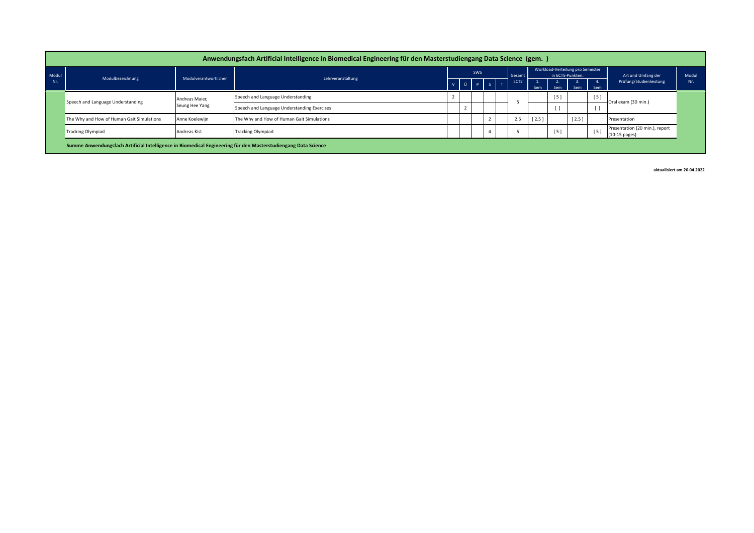| Anwendungsfach Artificial Intelligence in Biomedical Engineering für den Masterstudiengang Data Science (gem. ) | | | | | | | | | | | | | | | | |
|---|---|---|---|---|---|---|---|---|---|---|---|---|---|---|---|---|
| Modul Nr. | Modulbezeichnung | Modulverantwortlicher | Lehrveranstaltung | SWS | | | | | Gesamt ECTS | Workload-Verteilung pro Semester in ECTS-Punkten: | | | | Art und Umfang der Prüfung/Studienleistung | Modul Nr. |
| | | | | V | Ü | P | S | T | | 1. Sem | 2. Sem | 3. Sem | 4. Sem | | |
| | Speech and Language Understanding | Andreas Maier, Seung Hee Yang | Speech and Language Understanding | 2 | | | | | 5 | | [ 5 ] | | [ 5 ] | Oral exam (30 min.) | |
| | | | Speech and Language Understanding Exercises | | 2 | | | | | | [ ] | | [ ] | | |
| | The Why and How of Human Gait Simulations | Anne Koelewijn | The Why and How of Human Gait Simulations | | | | 2 | | 2.5 | [ 2.5 ] | | [ 2.5 ] | | Presentation | |
| | Tracking Olympiad | Andreas Kist | Tracking Olympiad | | | | 4 | | 5 | | [ 5 ] | | [ 5 ] | Presentation (20 min.), report (10-15 pages) | |
| | **Summe Anwendungsfach Artificial Intelligence in Biomedical Engineering für den Masterstudiengang Data Science** | | | | | | | | | | | | | | |

**aktualisiert am 20.04.2022**